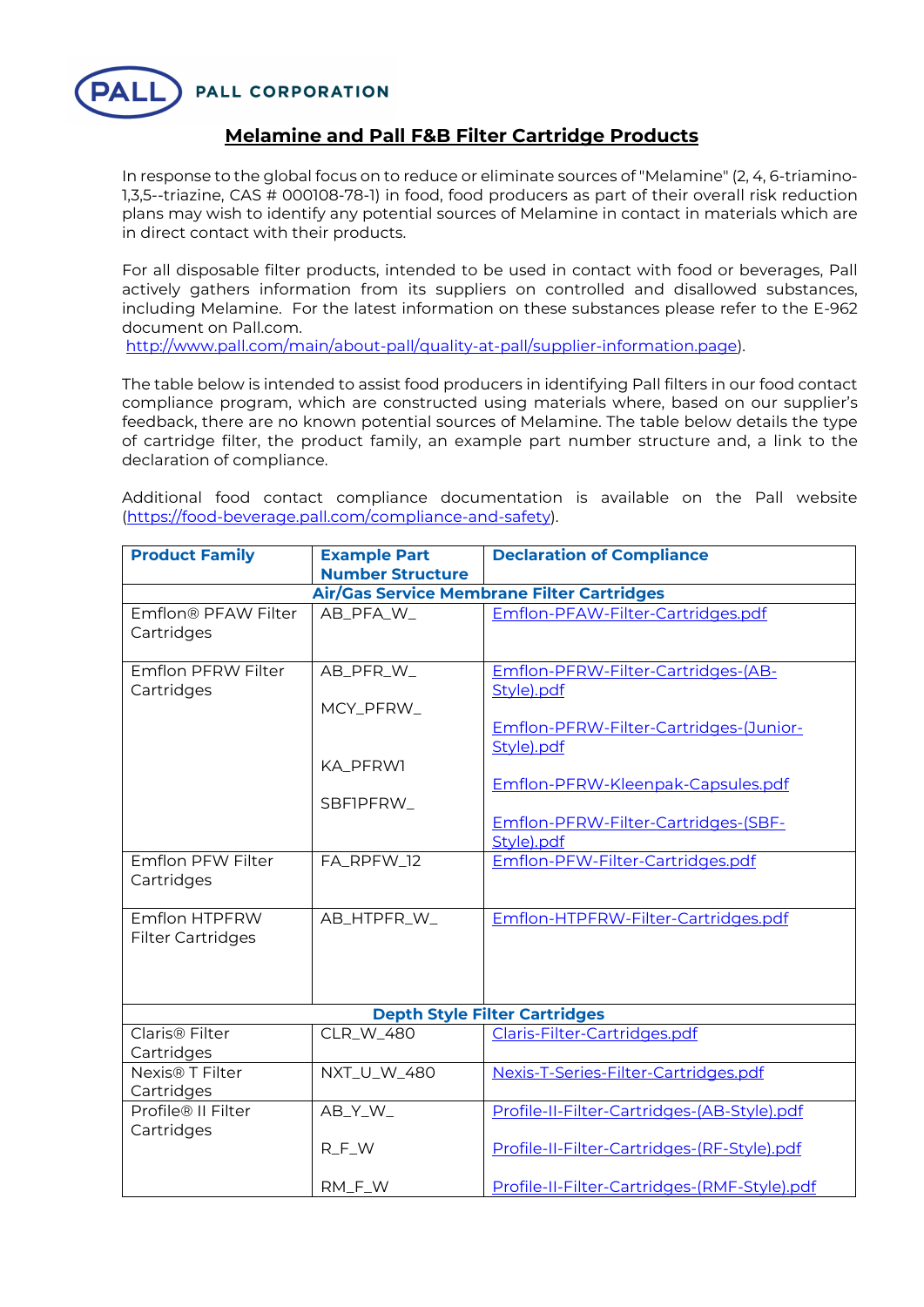PALL CORPORATION

## Melamine and Pall F&B Filter Cartridge Products

In response to the global focus on to reduce or eliminate sources of "Melamine" (2, 4, 6-triamino-1,3,5--triazine, CAS # 000108-78-1) in food, food producers as part of their overall risk reduction plans may wish to identify any potential sources of Melamine in contact in materials which are in direct contact with their products.

For all disposable filter products, intended to be used in contact with food or beverages, Pall actively gathers information from its suppliers on controlled and disallowed substances, including Melamine. For the latest information on these substances please refer to the E-962 document on Pall.com.
http://www.pall.com/main/about-pall/quality-at-pall/supplier-information.page).

The table below is intended to assist food producers in identifying Pall filters in our food contact compliance program, which are constructed using materials where, based on our supplier's feedback, there are no known potential sources of Melamine. The table below details the type of cartridge filter, the product family, an example part number structure and, a link to the declaration of compliance.

Additional food contact compliance documentation is available on the Pall website (https://food-beverage.pall.com/compliance-and-safety).

| Product Family | Example Part Number Structure | Declaration of Compliance |
|---|---|---|
| **Air/Gas Service Membrane Filter Cartridges** | | |
| Emflon® PFAW Filter Cartridges | AB_PFA_W_ | Emflon-PFAW-Filter-Cartridges.pdf |
| Emflon PFRW Filter Cartridges | AB_PFR_W_<br>MCY_PFRW_<br>KA_PFRW1<br>SBF1PFRW_ | Emflon-PFRW-Filter-Cartridges-(AB-Style).pdf<br>Emflon-PFRW-Filter-Cartridges-(Junior-Style).pdf<br>Emflon-PFRW-Kleenpak-Capsules.pdf<br>Emflon-PFRW-Filter-Cartridges-(SBF-Style).pdf |
| Emflon PFW Filter Cartridges | FA_RPFW_12 | Emflon-PFW-Filter-Cartridges.pdf |
| Emflon HTPFRW Filter Cartridges | AB_HTPFR_W_ | Emflon-HTPFRW-Filter-Cartridges.pdf |
| **Depth Style Filter Cartridges** | | |
| Claris® Filter Cartridges | CLR_W_480 | Claris-Filter-Cartridges.pdf |
| Nexis® T Filter Cartridges | NXT_U_W_480 | Nexis-T-Series-Filter-Cartridges.pdf |
| Profile® II Filter Cartridges | AB_Y_W_<br>R_F_W<br>RM_F_W | Profile-II-Filter-Cartridges-(AB-Style).pdf<br>Profile-II-Filter-Cartridges-(RF-Style).pdf<br>Profile-II-Filter-Cartridges-(RMF-Style).pdf |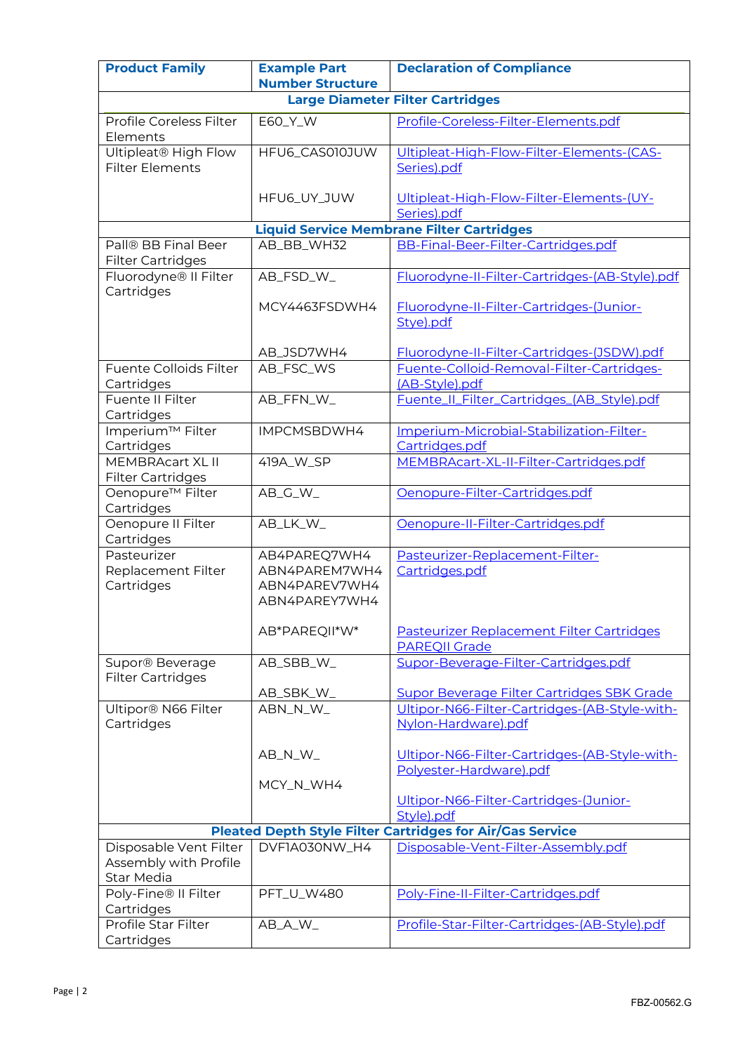| Product Family | Example Part Number Structure | Declaration of Compliance |
|---|---|---|
| **Large Diameter Filter Cartridges** | | |
| Profile Coreless Filter Elements | E60_Y_W | Profile-Coreless-Filter-Elements.pdf |
| Ultipleat® High Flow Filter Elements | HFU6_CAS010JUW | Ultipleat-High-Flow-Filter-Elements-(CAS-Series).pdf |
| | HFU6_UY_JUW | Ultipleat-High-Flow-Filter-Elements-(UY-Series).pdf |
| **Liquid Service Membrane Filter Cartridges** | | |
| Pall® BB Final Beer Filter Cartridges | AB_BB_WH32 | BB-Final-Beer-Filter-Cartridges.pdf |
| Fluorodyne® II Filter Cartridges | AB_FSD_W_ | Fluorodyne-II-Filter-Cartridges-(AB-Style).pdf |
| | MCY4463FSDWH4 | Fluorodyne-II-Filter-Cartridges-(Junior-Stye).pdf |
| | AB_JSD7WH4 | Fluorodyne-II-Filter-Cartridges-(JSDW).pdf |
| Fuente Colloids Filter Cartridges | AB_FSC_WS | Fuente-Colloid-Removal-Filter-Cartridges-(AB-Style).pdf |
| Fuente II Filter Cartridges | AB_FFN_W_ | Fuente_II_Filter_Cartridges_(AB_Style).pdf |
| Imperium™ Filter Cartridges | IMPCMSBDWH4 | Imperium-Microbial-Stabilization-Filter-Cartridges.pdf |
| MEMBRAcart XL II Filter Cartridges | 419A_W_SP | MEMBRAcart-XL-II-Filter-Cartridges.pdf |
| Oenopure™ Filter Cartridges | AB_G_W_ | Oenopure-Filter-Cartridges.pdf |
| Oenopure II Filter Cartridges | AB_LK_W_ | Oenopure-II-Filter-Cartridges.pdf |
| Pasteurizer Replacement Filter Cartridges | AB4PAREQ7WH4<br>ABN4PAREM7WH4<br>ABN4PAREV7WH4<br>ABN4PAREY7WH4 | Pasteurizer-Replacement-Filter-Cartridges.pdf |
| | AB*PAREQII*W* | Pasteurizer Replacement Filter Cartridges PAREQII Grade |
| Supor® Beverage Filter Cartridges | AB_SBB_W_ | Supor-Beverage-Filter-Cartridges.pdf |
| | AB_SBK_W_ | Supor Beverage Filter Cartridges SBK Grade |
| Ultipor® N66 Filter Cartridges | ABN_N_W_ | Ultipor-N66-Filter-Cartridges-(AB-Style-with-Nylon-Hardware).pdf |
| | AB_N_W_ | Ultipor-N66-Filter-Cartridges-(AB-Style-with-Polyester-Hardware).pdf |
| | MCY_N_WH4 | Ultipor-N66-Filter-Cartridges-(Junior-Style).pdf |
| **Pleated Depth Style Filter Cartridges for Air/Gas Service** | | |
| Disposable Vent Filter Assembly with Profile Star Media | DVF1A030NW_H4 | Disposable-Vent-Filter-Assembly.pdf |
| Poly-Fine® II Filter Cartridges | PFT_U_W480 | Poly-Fine-II-Filter-Cartridges.pdf |
| Profile Star Filter Cartridges | AB_A_W_ | Profile-Star-Filter-Cartridges-(AB-Style).pdf |

FBZ-00562.G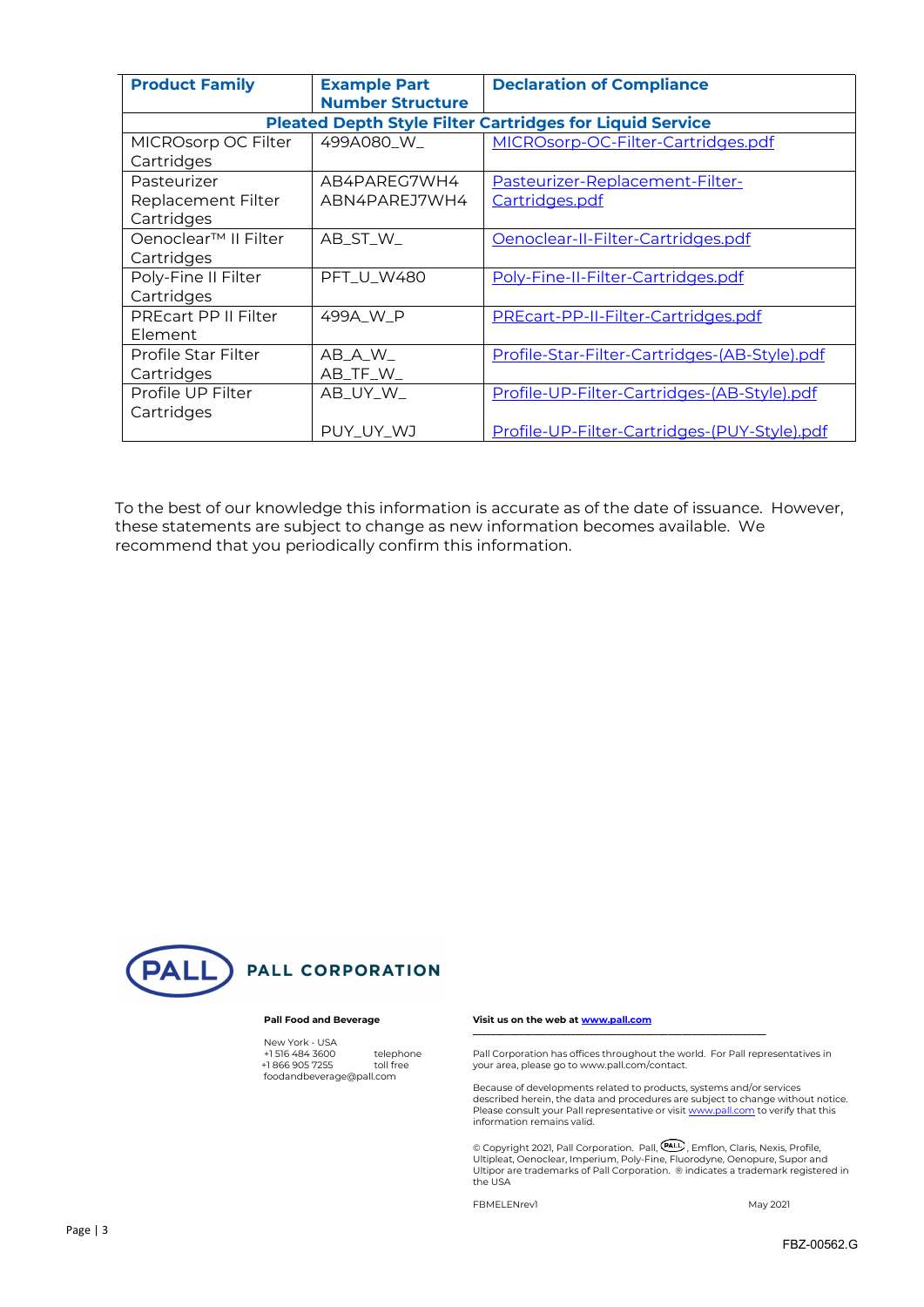| Product Family | Example Part Number Structure | Declaration of Compliance |
|---|---|---|
| **Pleated Depth Style Filter Cartridges for Liquid Service** | | |
| MICROsorp OC Filter Cartridges | 499A080_W_ | MICROsorp-OC-Filter-Cartridges.pdf |
| Pasteurizer Replacement Filter Cartridges | AB4PAREG7WH4<br>ABN4PAREJ7WH4 | Pasteurizer-Replacement-Filter-Cartridges.pdf |
| Oenoclear™ II Filter Cartridges | AB_ST_W_ | Oenoclear-II-Filter-Cartridges.pdf |
| Poly-Fine II Filter Cartridges | PFT_U_W480 | Poly-Fine-II-Filter-Cartridges.pdf |
| PREcart PP II Filter Element | 499A_W_P | PREcart-PP-II-Filter-Cartridges.pdf |
| Profile Star Filter Cartridges | AB_A_W_<br>AB_TF_W_ | Profile-Star-Filter-Cartridges-(AB-Style).pdf |
| Profile UP Filter Cartridges | AB_UY_W_<br><br>PUY_UY_WJ | Profile-UP-Filter-Cartridges-(AB-Style).pdf<br><br>Profile-UP-Filter-Cartridges-(PUY-Style).pdf |

To the best of our knowledge this information is accurate as of the date of issuance. However, these statements are subject to change as new information becomes available. We recommend that you periodically confirm this information.

PALL CORPORATION

**Pall Food and Beverage**

New York - USA
+1 516 484 3600 telephone
+1 866 905 7255 toll free
foodandbeverage@pall.com

**Visit us on the web at www.pall.com**

Pall Corporation has offices throughout the world. For Pall representatives in your area, please go to www.pall.com/contact.

Because of developments related to products, systems and/or services described herein, the data and procedures are subject to change without notice. Please consult your Pall representative or visit www.pall.com to verify that this information remains valid.

© Copyright 2021, Pall Corporation. Pall, (PALL), Emflon, Claris, Nexis, Profile, Ultipleat, Oenoclear, Imperium, Poly-Fine, Fluorodyne, Oenopure, Supor and Ultipor are trademarks of Pall Corporation. ® indicates a trademark registered in the USA

FBMELENrev1 May 2021

FBZ-00562.G